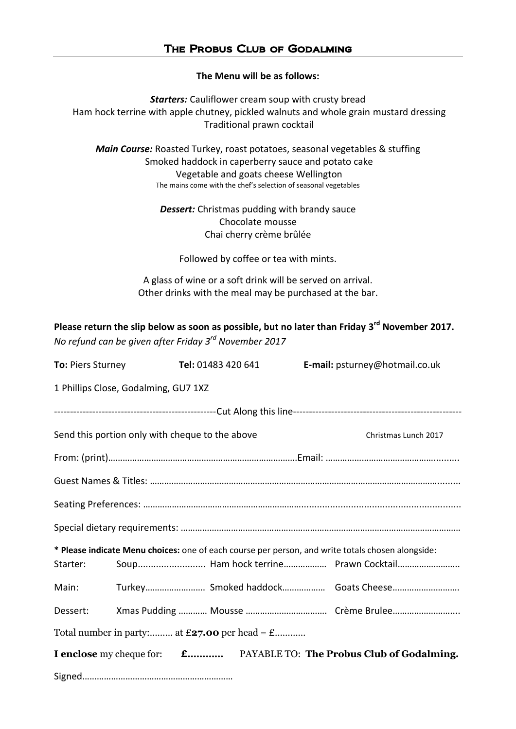# The Probus Club of Godalming

**The Menu will be as follows:**

***Starters:*** Cauliflower cream soup with crusty bread
Ham hock terrine with apple chutney, pickled walnuts and whole grain mustard dressing
Traditional prawn cocktail

***Main Course:*** Roasted Turkey, roast potatoes, seasonal vegetables & stuffing
Smoked haddock in caperberry sauce and potato cake
Vegetable and goats cheese Wellington
The mains come with the chef's selection of seasonal vegetables

***Dessert:*** Christmas pudding with brandy sauce
Chocolate mousse
Chai cherry crème brûlée

Followed by coffee or tea with mints.

A glass of wine or a soft drink will be served on arrival.
Other drinks with the meal may be purchased at the bar.

**Please return the slip below as soon as possible, but no later than Friday 3rd November 2017.**
*No refund can be given after Friday 3rd November 2017*

**To:** Piers Sturney **Tel:** 01483 420 641 **E-mail:** psturney@hotmail.co.uk

1 Phillips Close, Godalming, GU7 1XZ

--------------------------------------------------Cut Along this line---------------------------------------------------

Send this portion only with cheque to the above Christmas Lunch 2017

From: (print)…………………………………………………………………….Email: ……………………………………….......

Guest Names & Titles: ……………………………………………………………………………………………………….......

Seating Preferences: ……………………………………………………..........................................................

Special dietary requirements: ………………………………………………………………………………………………

**\* Please indicate Menu choices:** one of each course per person, and write totals chosen alongside:

Starter: Soup.......................... Ham hock terrine……………… Prawn Cocktail…………………….

Main: Turkey……………………. Smoked haddock……………… Goats Cheese……………………….

Dessert: Xmas Pudding ………… Mousse ……………………………. Crème Brulee……………………...

Total number in party:......... at £**27.00** per head = £...........

**I enclose** my cheque for: **£...........** PAYABLE TO: **The Probus Club of Godalming.**

Signed……………………………………………………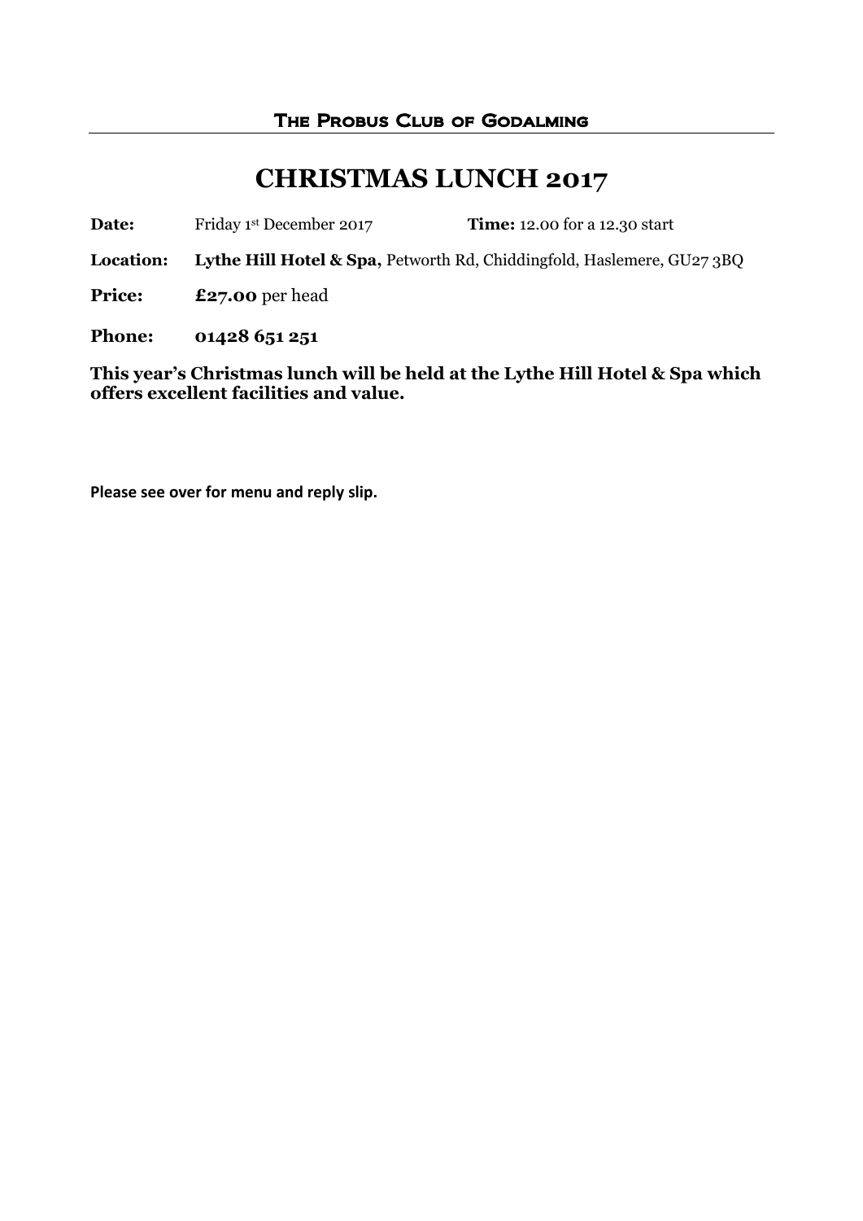The Probus Club of Godalming

# CHRISTMAS LUNCH 2017

**Date:** Friday 1st December 2017 **Time:** 12.00 for a 12.30 start

**Location:** **Lythe Hill Hotel & Spa,** Petworth Rd, Chiddingfold, Haslemere, GU27 3BQ

**Price:** **£27.00** per head

**Phone:** **01428 651 251**

**This year's Christmas lunch will be held at the Lythe Hill Hotel & Spa which offers excellent facilities and value.**

**Please see over for menu and reply slip.**